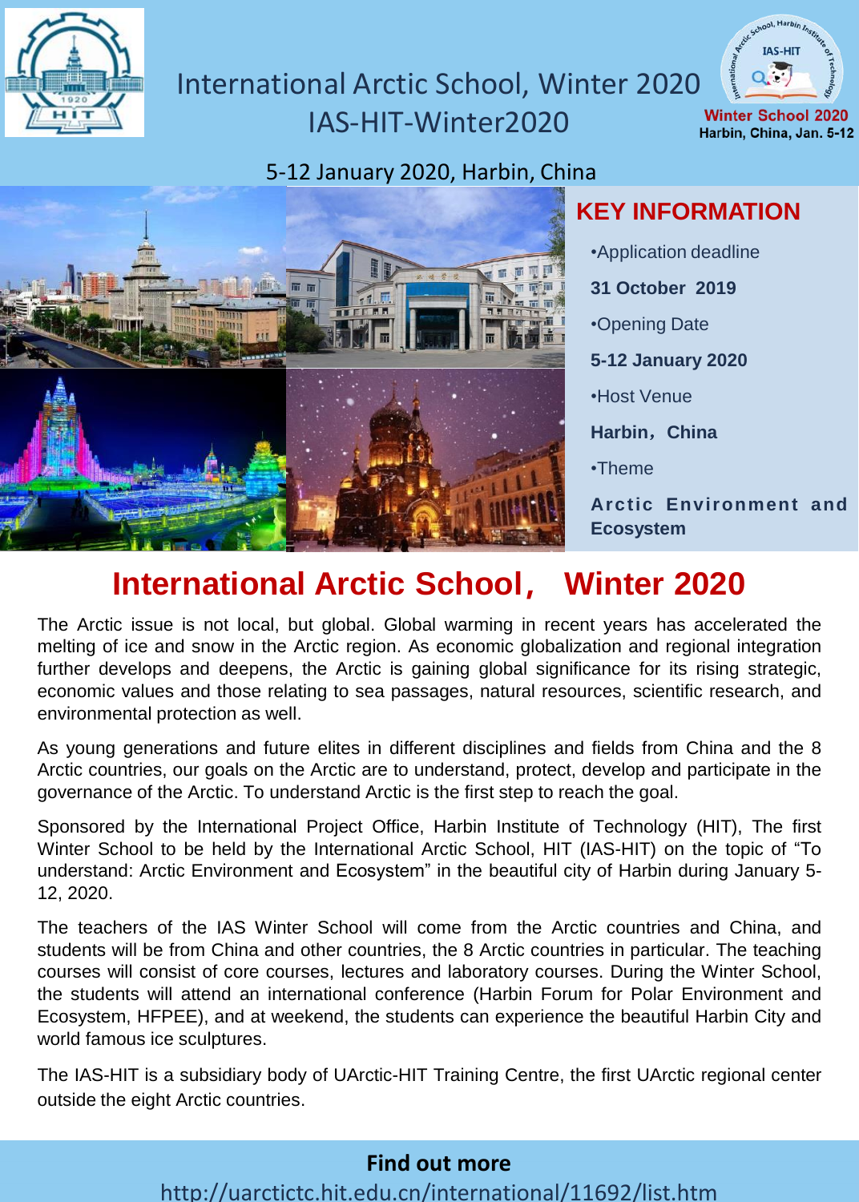# International Arctic School, Winter 2020

## IAS-HIT-Winter2020

Winter School 2020
Harbin, China, Jan. 5-12

5-12 January 2020, Harbin, China

## KEY INFORMATION

- Application deadline

**31 October 2019**

- Opening Date

**5-12 January 2020**

- Host Venue

**Harbin，China**

- Theme

**Arctic Environment and Ecosystem**

# International Arctic School， Winter 2020

The Arctic issue is not local, but global. Global warming in recent years has accelerated the melting of ice and snow in the Arctic region. As economic globalization and regional integration further develops and deepens, the Arctic is gaining global significance for its rising strategic, economic values and those relating to sea passages, natural resources, scientific research, and environmental protection as well.

As young generations and future elites in different disciplines and fields from China and the 8 Arctic countries, our goals on the Arctic are to understand, protect, develop and participate in the governance of the Arctic. To understand Arctic is the first step to reach the goal.

Sponsored by the International Project Office, Harbin Institute of Technology (HIT), The first Winter School to be held by the International Arctic School, HIT (IAS-HIT) on the topic of “To understand: Arctic Environment and Ecosystem” in the beautiful city of Harbin during January 5-12, 2020.

The teachers of the IAS Winter School will come from the Arctic countries and China, and students will be from China and other countries, the 8 Arctic countries in particular. The teaching courses will consist of core courses, lectures and laboratory courses. During the Winter School, the students will attend an international conference (Harbin Forum for Polar Environment and Ecosystem, HFPEE), and at weekend, the students can experience the beautiful Harbin City and world famous ice sculptures.

The IAS-HIT is a subsidiary body of UArctic-HIT Training Centre, the first UArctic regional center outside the eight Arctic countries.

**Find out more**

http://uarctictc.hit.edu.cn/international/11692/list.htm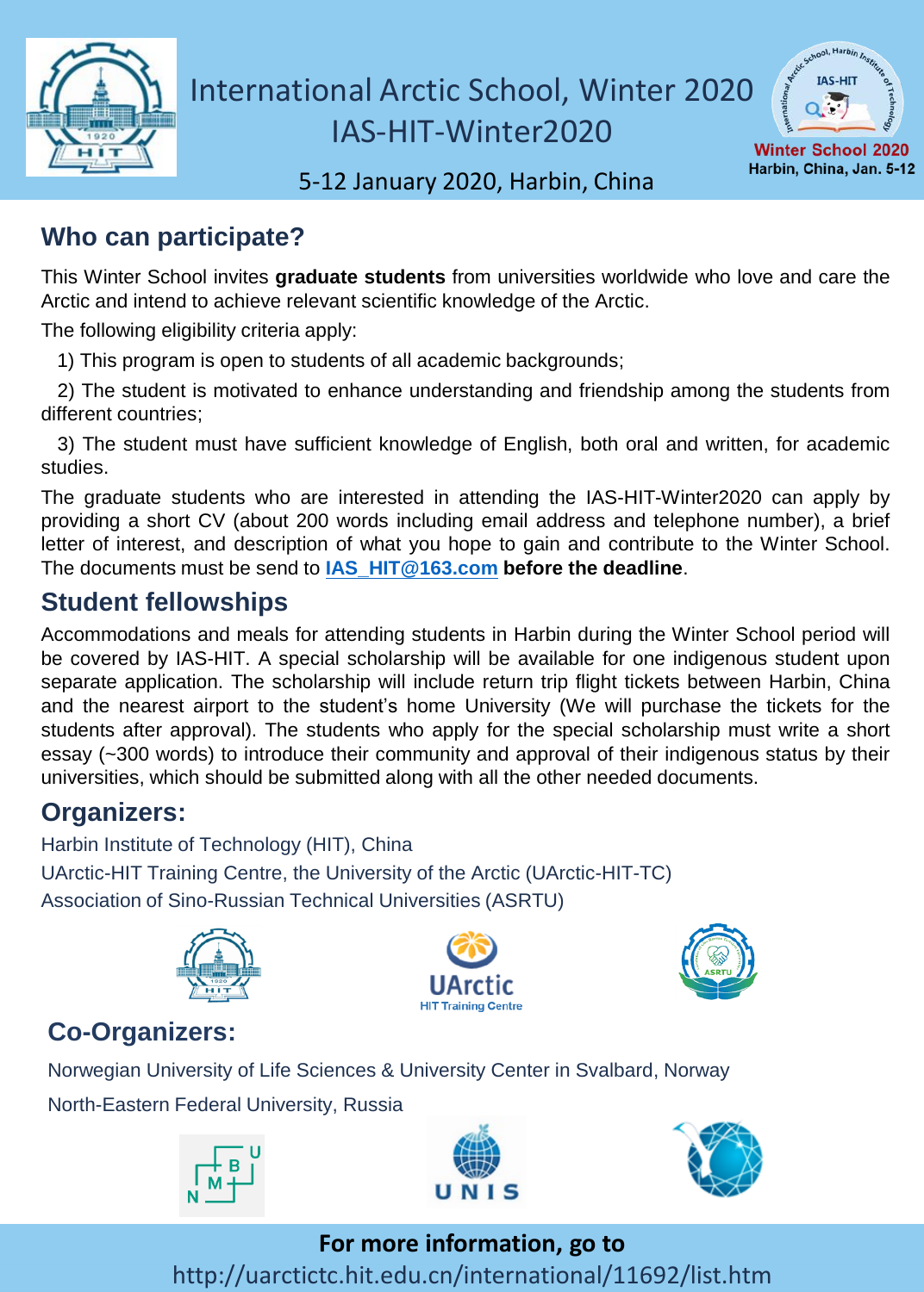# International Arctic School, Winter 2020
# IAS-HIT-Winter2020

5-12 January 2020, Harbin, China

Winter School 2020
Harbin, China, Jan. 5-12

## Who can participate?

This Winter School invites **graduate students** from universities worldwide who love and care the Arctic and intend to achieve relevant scientific knowledge of the Arctic.

The following eligibility criteria apply:

1) This program is open to students of all academic backgrounds;

2) The student is motivated to enhance understanding and friendship among the students from different countries;

3) The student must have sufficient knowledge of English, both oral and written, for academic studies.

The graduate students who are interested in attending the IAS-HIT-Winter2020 can apply by providing a short CV (about 200 words including email address and telephone number), a brief letter of interest, and description of what you hope to gain and contribute to the Winter School. The documents must be send to **IAS_HIT@163.com before the deadline**.

## Student fellowships

Accommodations and meals for attending students in Harbin during the Winter School period will be covered by IAS-HIT. A special scholarship will be available for one indigenous student upon separate application. The scholarship will include return trip flight tickets between Harbin, China and the nearest airport to the student's home University (We will purchase the tickets for the students after approval). The students who apply for the special scholarship must write a short essay (~300 words) to introduce their community and approval of their indigenous status by their universities, which should be submitted along with all the other needed documents.

## Organizers:

Harbin Institute of Technology (HIT), China

UArctic-HIT Training Centre, the University of the Arctic (UArctic-HIT-TC)

Association of Sino-Russian Technical Universities (ASRTU)

## Co-Organizers:

Norwegian University of Life Sciences & University Center in Svalbard, Norway

North-Eastern Federal University, Russia

**For more information, go to**

http://uarctictc.hit.edu.cn/international/11692/list.htm